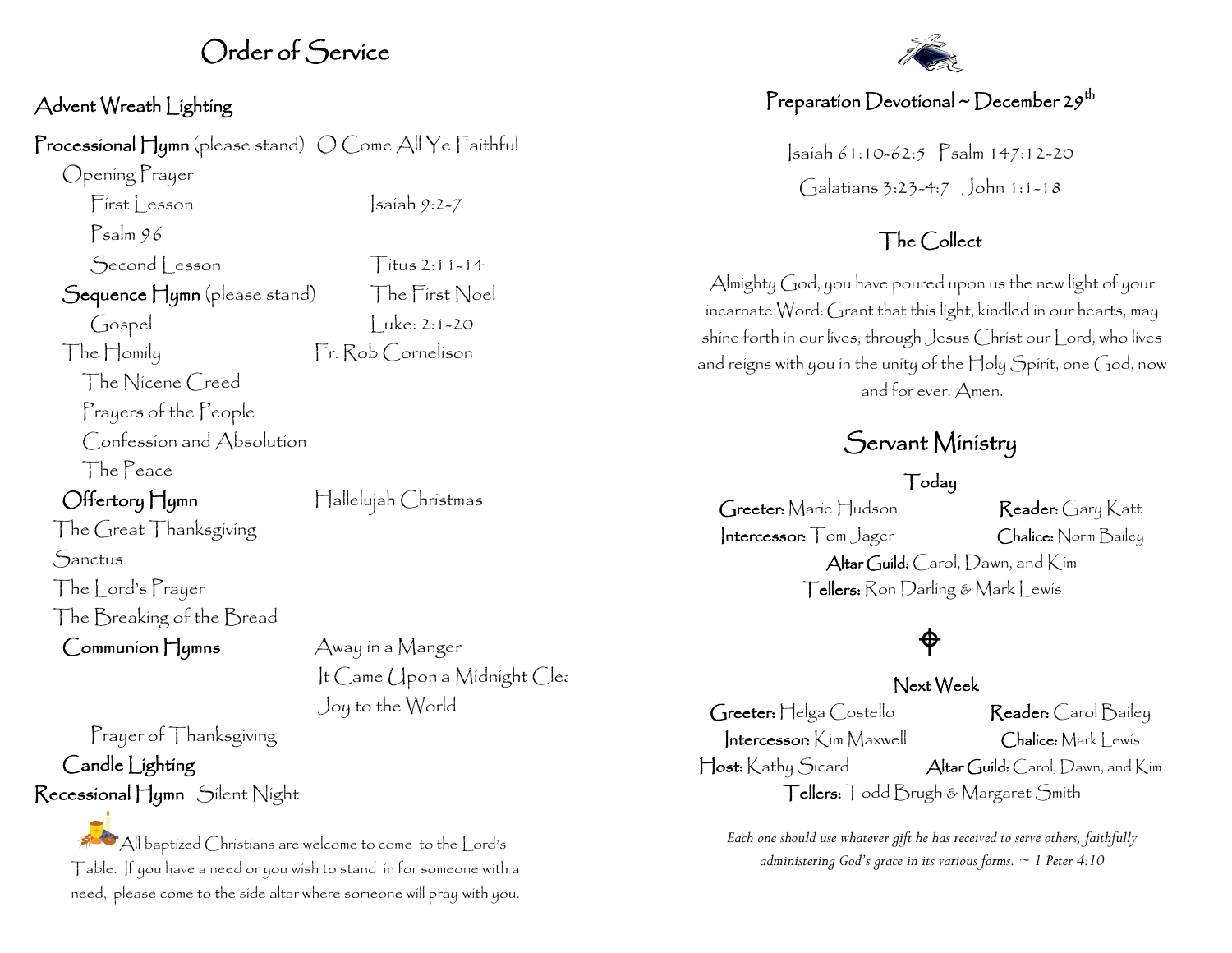# Order of Service

## Advent Wreath Lighting

**Processional Hymn** (please stand) O Come All Ye Faithful

Opening Prayer

First Lesson — Isaiah 9:2-7

Psalm 96

Second Lesson — Titus 2:11-14

**Sequence Hymn** (please stand) — The First Noel

Gospel — Luke: 2:1-20

The Homily — Fr. Rob Cornelison

The Nicene Creed

Prayers of the People

Confession and Absolution

The Peace

**Offertory Hymn** — Hallelujah Christmas

The Great Thanksgiving

Sanctus

The Lord's Prayer

The Breaking of the Bread

**Communion Hymns** — Away in a Manger; It Came Upon a Midnight Clea; Joy to the World

Prayer of Thanksgiving

**Candle Lighting**

**Recessional Hymn** Silent Night

All baptized Christians are welcome to come to the Lord's Table. If you have a need or you wish to stand in for someone with a need, please come to the side altar where someone will pray with you.

## Preparation Devotional ~ December 29th

Isaiah 61:10-62:5 Psalm 147:12-20

Galatians 3:23-4:7 John 1:1-18

## The Collect

Almighty God, you have poured upon us the new light of your incarnate Word: Grant that this light, kindled in our hearts, may shine forth in our lives; through Jesus Christ our Lord, who lives and reigns with you in the unity of the Holy Spirit, one God, now and for ever. Amen.

## Servant Ministry

### Today

**Greeter:** Marie Hudson — **Reader:** Gary Katt

**Intercessor:** Tom Jager — **Chalice:** Norm Bailey

**Altar Guild:** Carol, Dawn, and Kim

**Tellers:** Ron Darling & Mark Lewis

### Next Week

**Greeter:** Helga Costello — **Reader:** Carol Bailey

**Intercessor:** Kim Maxwell — **Chalice:** Mark Lewis

**Host:** Kathy Sicard — **Altar Guild:** Carol, Dawn, and Kim

**Tellers:** Todd Brugh & Margaret Smith

*Each one should use whatever gift he has received to serve others, faithfully administering God's grace in its various forms. ~ 1 Peter 4:10*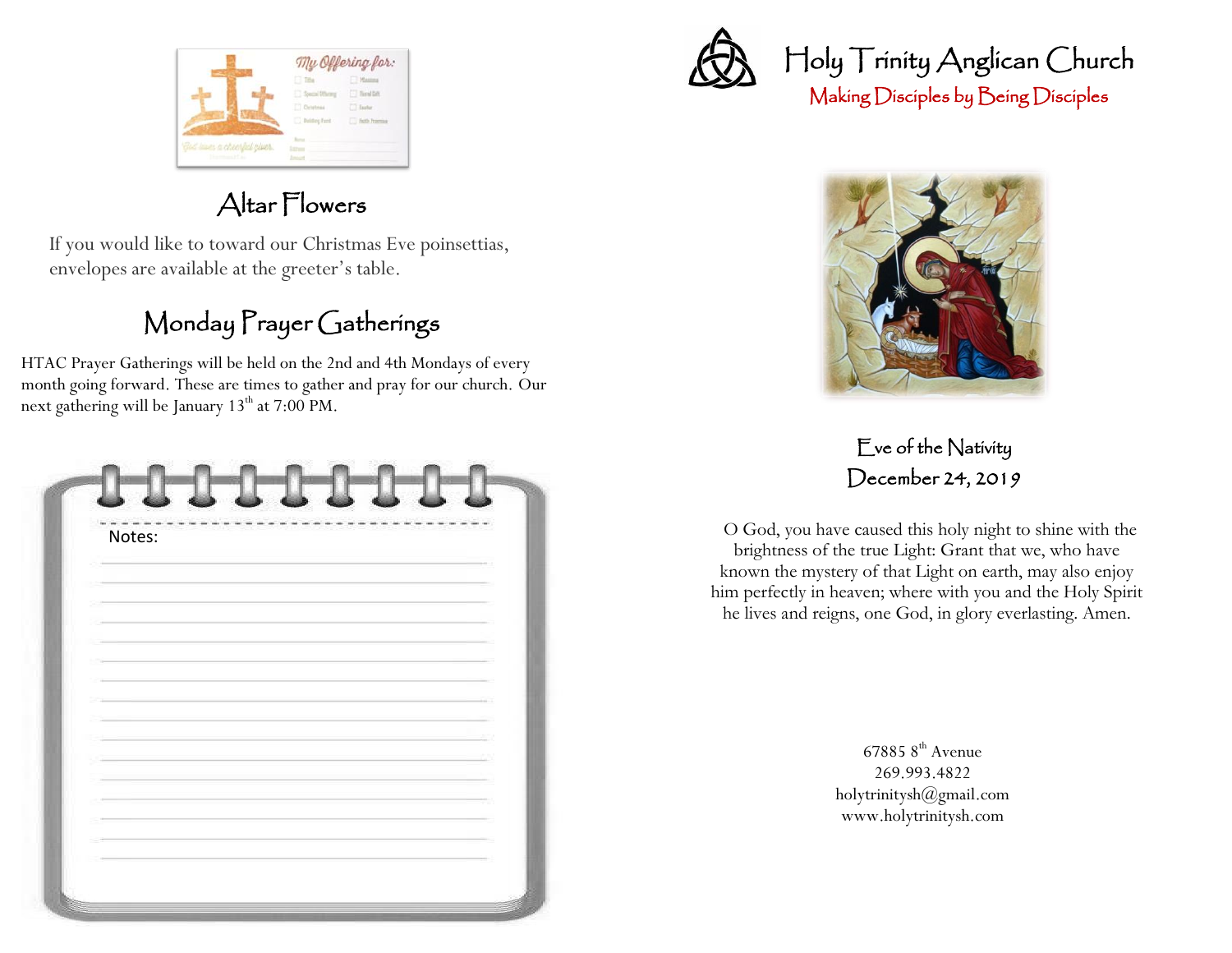## Altar Flowers

If you would like to toward our Christmas Eve poinsettias, envelopes are available at the greeter's table.

## Monday Prayer Gatherings

HTAC Prayer Gatherings will be held on the 2nd and 4th Mondays of every month going forward. These are times to gather and pray for our church. Our next gathering will be January 13th at 7:00 PM.

Notes:

# Holy Trinity Anglican Church

Making Disciples by Being Disciples

Eve of the Nativity
December 24, 2019

O God, you have caused this holy night to shine with the brightness of the true Light: Grant that we, who have known the mystery of that Light on earth, may also enjoy him perfectly in heaven; where with you and the Holy Spirit he lives and reigns, one God, in glory everlasting. Amen.

67885 8th Avenue
269.993.4822
holytrinitysh@gmail.com
www.holytrinitysh.com